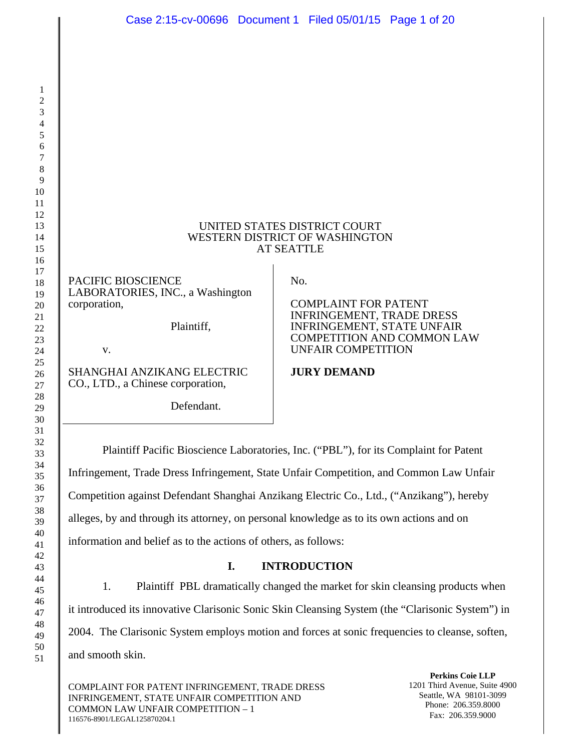UNITED STATES DISTRICT COURT
WESTERN DISTRICT OF WASHINGTON
AT SEATTLE

| | |
|---|---|
| PACIFIC BIOSCIENCE LABORATORIES, INC., a Washington corporation,<br><br>Plaintiff,<br><br>v.<br><br>SHANGHAI ANZIKANG ELECTRIC CO., LTD., a Chinese corporation,<br><br>Defendant. | No.<br><br>COMPLAINT FOR PATENT INFRINGEMENT, TRADE DRESS INFRINGEMENT, STATE UNFAIR COMPETITION AND COMMON LAW UNFAIR COMPETITION<br><br>**JURY DEMAND** |

Plaintiff Pacific Bioscience Laboratories, Inc. ("PBL"), for its Complaint for Patent Infringement, Trade Dress Infringement, State Unfair Competition, and Common Law Unfair Competition against Defendant Shanghai Anzikang Electric Co., Ltd., ("Anzikang"), hereby alleges, by and through its attorney, on personal knowledge as to its own actions and on information and belief as to the actions of others, as follows:

## I. INTRODUCTION

1. Plaintiff PBL dramatically changed the market for skin cleansing products when it introduced its innovative Clarisonic Sonic Skin Cleansing System (the "Clarisonic System") in 2004. The Clarisonic System employs motion and forces at sonic frequencies to cleanse, soften, and smooth skin.

COMPLAINT FOR PATENT INFRINGEMENT, TRADE DRESS INFRINGEMENT, STATE UNFAIR COMPETITION AND COMMON LAW UNFAIR COMPETITION – 1
116576-8901/LEGAL125870204.1

**Perkins Coie LLP**
1201 Third Avenue, Suite 4900
Seattle, WA 98101-3099
Phone: 206.359.8000
Fax: 206.359.9000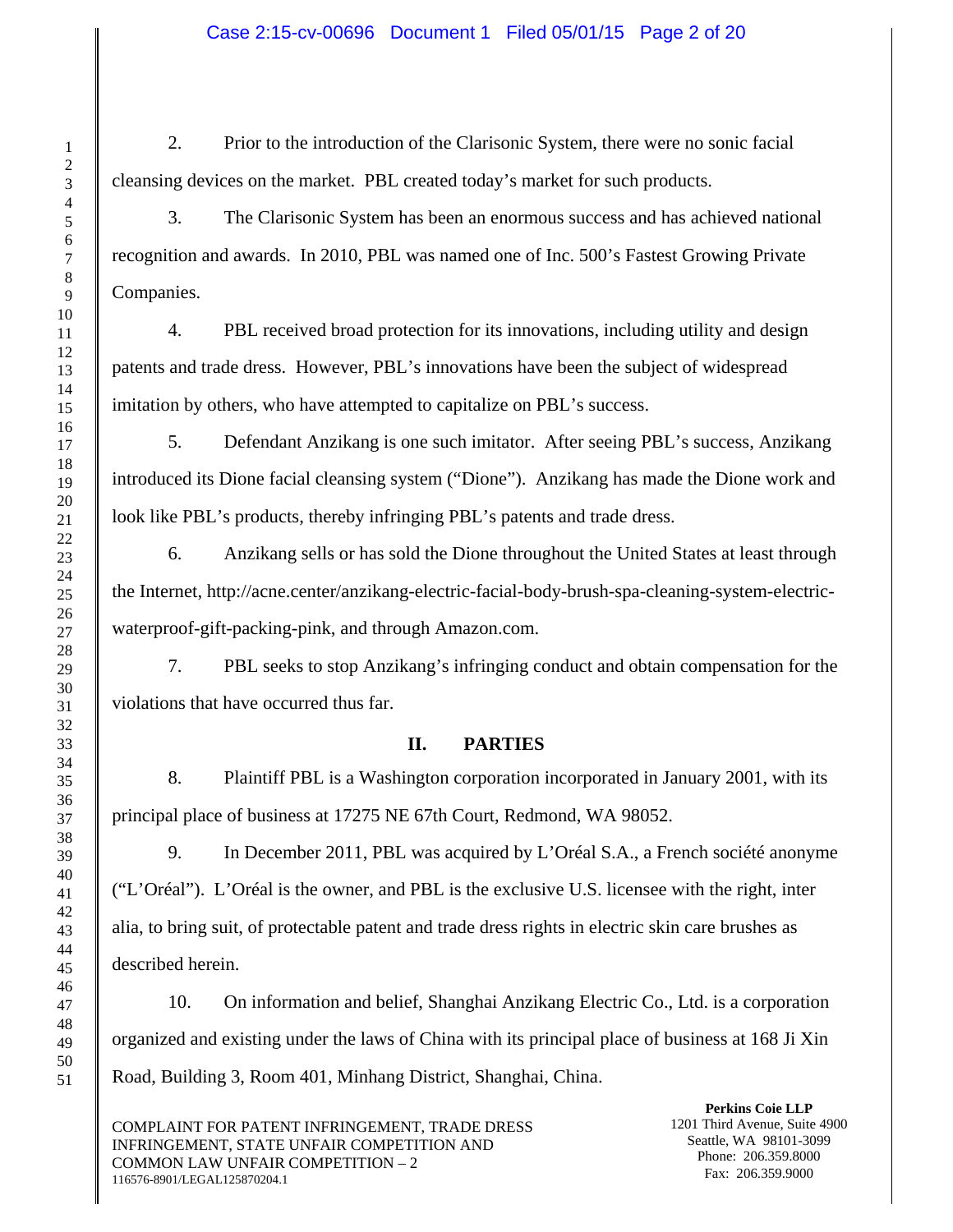2. Prior to the introduction of the Clarisonic System, there were no sonic facial cleansing devices on the market. PBL created today's market for such products.

3. The Clarisonic System has been an enormous success and has achieved national recognition and awards. In 2010, PBL was named one of Inc. 500's Fastest Growing Private Companies.

4. PBL received broad protection for its innovations, including utility and design patents and trade dress. However, PBL's innovations have been the subject of widespread imitation by others, who have attempted to capitalize on PBL's success.

5. Defendant Anzikang is one such imitator. After seeing PBL's success, Anzikang introduced its Dione facial cleansing system ("Dione"). Anzikang has made the Dione work and look like PBL's products, thereby infringing PBL's patents and trade dress.

6. Anzikang sells or has sold the Dione throughout the United States at least through the Internet, http://acne.center/anzikang-electric-facial-body-brush-spa-cleaning-system-electric-waterproof-gift-packing-pink, and through Amazon.com.

7. PBL seeks to stop Anzikang's infringing conduct and obtain compensation for the violations that have occurred thus far.

## II. PARTIES

8. Plaintiff PBL is a Washington corporation incorporated in January 2001, with its principal place of business at 17275 NE 67th Court, Redmond, WA 98052.

9. In December 2011, PBL was acquired by L'Oréal S.A., a French société anonyme ("L'Oréal"). L'Oréal is the owner, and PBL is the exclusive U.S. licensee with the right, inter alia, to bring suit, of protectable patent and trade dress rights in electric skin care brushes as described herein.

10. On information and belief, Shanghai Anzikang Electric Co., Ltd. is a corporation organized and existing under the laws of China with its principal place of business at 168 Ji Xin Road, Building 3, Room 401, Minhang District, Shanghai, China.

COMPLAINT FOR PATENT INFRINGEMENT, TRADE DRESS INFRINGEMENT, STATE UNFAIR COMPETITION AND COMMON LAW UNFAIR COMPETITION – 2
116576-8901/LEGAL125870204.1

**Perkins Coie LLP**
1201 Third Avenue, Suite 4900
Seattle, WA 98101-3099
Phone: 206.359.8000
Fax: 206.359.9000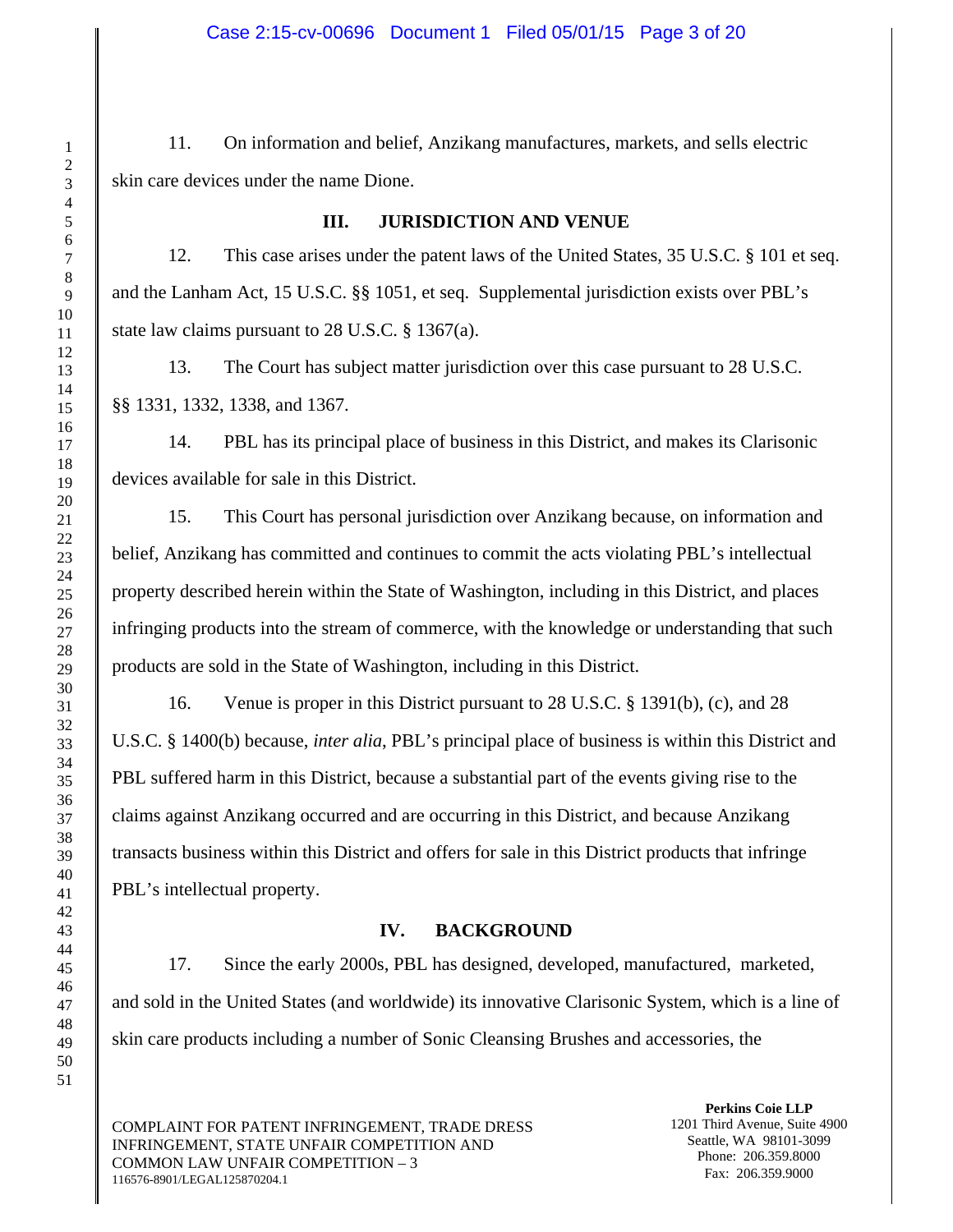11. On information and belief, Anzikang manufactures, markets, and sells electric skin care devices under the name Dione.

## III. JURISDICTION AND VENUE

12. This case arises under the patent laws of the United States, 35 U.S.C. § 101 et seq. and the Lanham Act, 15 U.S.C. §§ 1051, et seq. Supplemental jurisdiction exists over PBL's state law claims pursuant to 28 U.S.C. § 1367(a).

13. The Court has subject matter jurisdiction over this case pursuant to 28 U.S.C. §§ 1331, 1332, 1338, and 1367.

14. PBL has its principal place of business in this District, and makes its Clarisonic devices available for sale in this District.

15. This Court has personal jurisdiction over Anzikang because, on information and belief, Anzikang has committed and continues to commit the acts violating PBL's intellectual property described herein within the State of Washington, including in this District, and places infringing products into the stream of commerce, with the knowledge or understanding that such products are sold in the State of Washington, including in this District.

16. Venue is proper in this District pursuant to 28 U.S.C. § 1391(b), (c), and 28 U.S.C. § 1400(b) because, *inter alia*, PBL's principal place of business is within this District and PBL suffered harm in this District, because a substantial part of the events giving rise to the claims against Anzikang occurred and are occurring in this District, and because Anzikang transacts business within this District and offers for sale in this District products that infringe PBL's intellectual property.

## IV. BACKGROUND

17. Since the early 2000s, PBL has designed, developed, manufactured, marketed, and sold in the United States (and worldwide) its innovative Clarisonic System, which is a line of skin care products including a number of Sonic Cleansing Brushes and accessories, the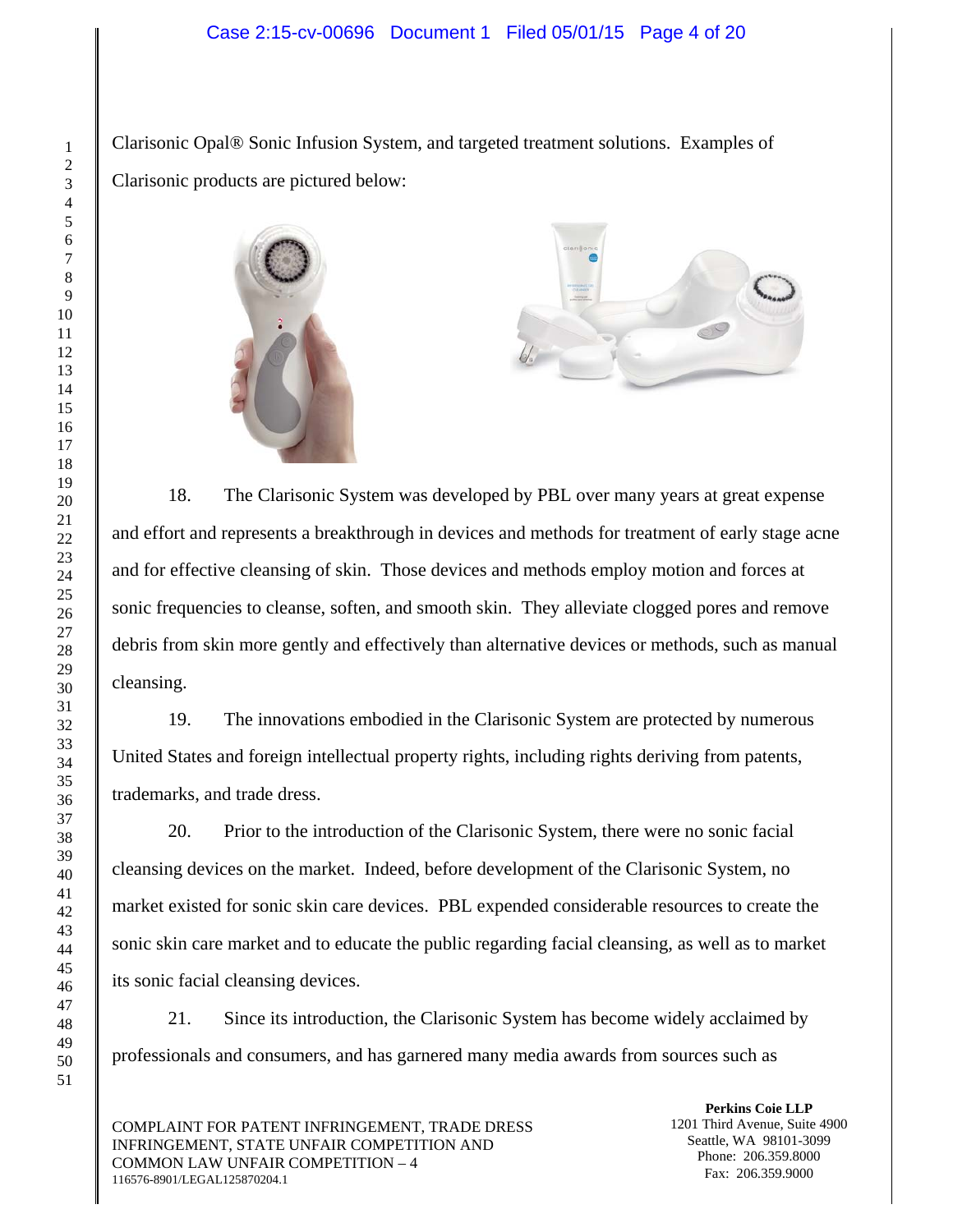Clarisonic Opal® Sonic Infusion System, and targeted treatment solutions. Examples of Clarisonic products are pictured below:

18. The Clarisonic System was developed by PBL over many years at great expense and effort and represents a breakthrough in devices and methods for treatment of early stage acne and for effective cleansing of skin. Those devices and methods employ motion and forces at sonic frequencies to cleanse, soften, and smooth skin. They alleviate clogged pores and remove debris from skin more gently and effectively than alternative devices or methods, such as manual cleansing.

19. The innovations embodied in the Clarisonic System are protected by numerous United States and foreign intellectual property rights, including rights deriving from patents, trademarks, and trade dress.

20. Prior to the introduction of the Clarisonic System, there were no sonic facial cleansing devices on the market. Indeed, before development of the Clarisonic System, no market existed for sonic skin care devices. PBL expended considerable resources to create the sonic skin care market and to educate the public regarding facial cleansing, as well as to market its sonic facial cleansing devices.

21. Since its introduction, the Clarisonic System has become widely acclaimed by professionals and consumers, and has garnered many media awards from sources such as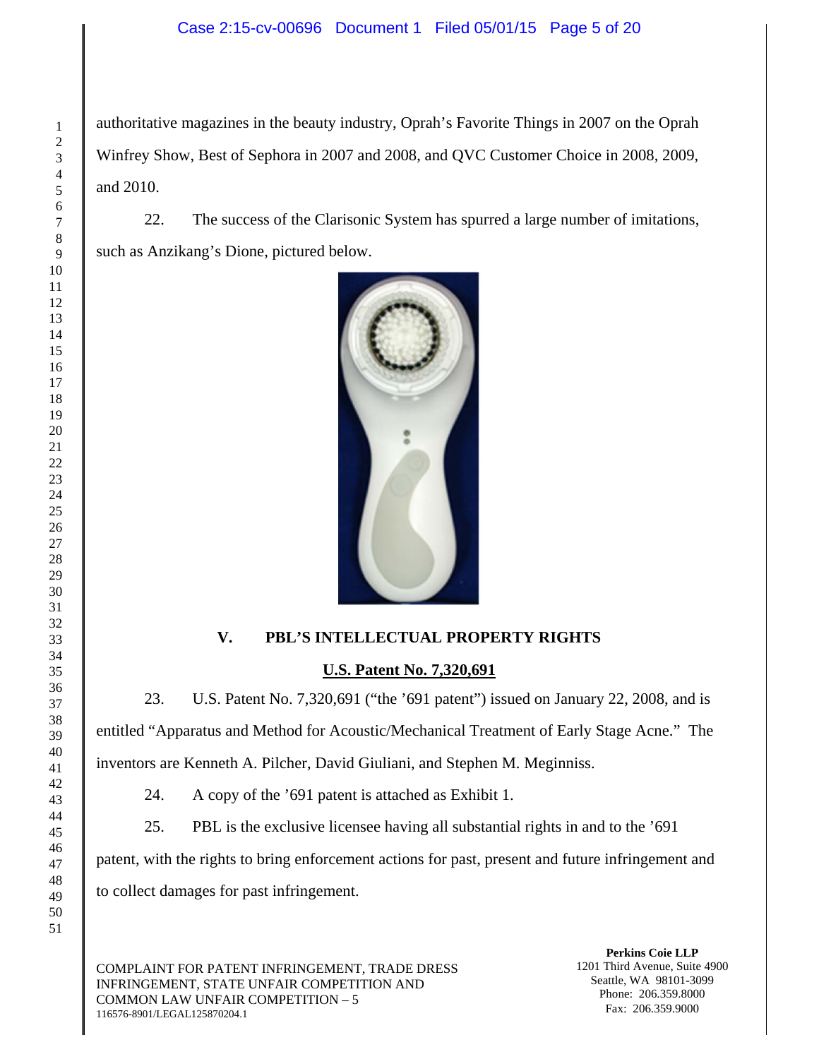authoritative magazines in the beauty industry, Oprah's Favorite Things in 2007 on the Oprah Winfrey Show, Best of Sephora in 2007 and 2008, and QVC Customer Choice in 2008, 2009, and 2010.

22. The success of the Clarisonic System has spurred a large number of imitations, such as Anzikang's Dione, pictured below.

## V. PBL'S INTELLECTUAL PROPERTY RIGHTS

### U.S. Patent No. 7,320,691

23. U.S. Patent No. 7,320,691 ("the '691 patent") issued on January 22, 2008, and is entitled "Apparatus and Method for Acoustic/Mechanical Treatment of Early Stage Acne." The inventors are Kenneth A. Pilcher, David Giuliani, and Stephen M. Meginniss.

24. A copy of the '691 patent is attached as Exhibit 1.

25. PBL is the exclusive licensee having all substantial rights in and to the '691 patent, with the rights to bring enforcement actions for past, present and future infringement and to collect damages for past infringement.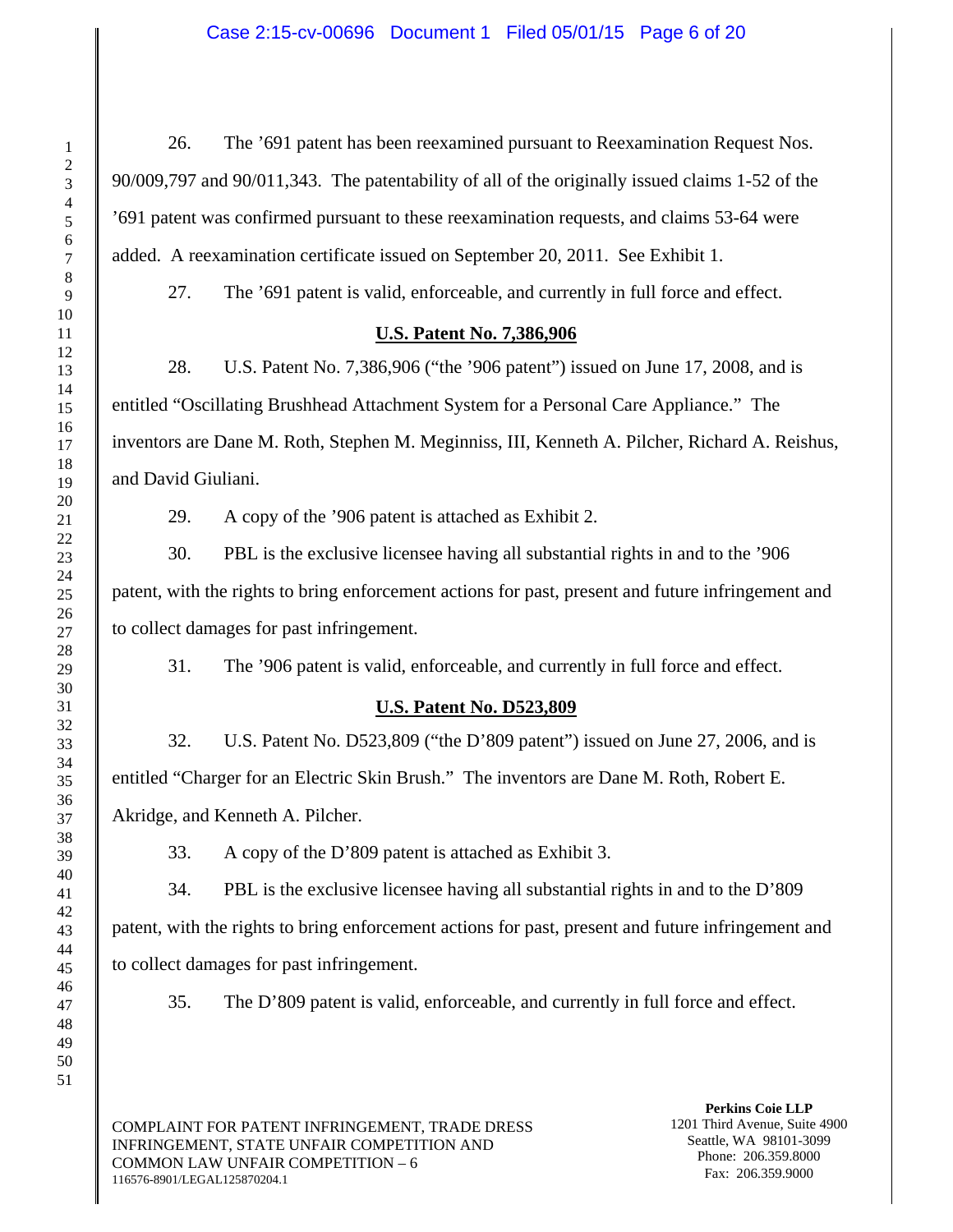26. The ’691 patent has been reexamined pursuant to Reexamination Request Nos. 90/009,797 and 90/011,343. The patentability of all of the originally issued claims 1-52 of the ’691 patent was confirmed pursuant to these reexamination requests, and claims 53-64 were added. A reexamination certificate issued on September 20, 2011. See Exhibit 1.

27. The ’691 patent is valid, enforceable, and currently in full force and effect.

**U.S. Patent No. 7,386,906**

28. U.S. Patent No. 7,386,906 (“the ’906 patent”) issued on June 17, 2008, and is entitled “Oscillating Brushhead Attachment System for a Personal Care Appliance.” The inventors are Dane M. Roth, Stephen M. Meginniss, III, Kenneth A. Pilcher, Richard A. Reishus, and David Giuliani.

29. A copy of the ’906 patent is attached as Exhibit 2.

30. PBL is the exclusive licensee having all substantial rights in and to the ’906 patent, with the rights to bring enforcement actions for past, present and future infringement and to collect damages for past infringement.

31. The ’906 patent is valid, enforceable, and currently in full force and effect.

**U.S. Patent No. D523,809**

32. U.S. Patent No. D523,809 (“the D’809 patent”) issued on June 27, 2006, and is entitled “Charger for an Electric Skin Brush.” The inventors are Dane M. Roth, Robert E. Akridge, and Kenneth A. Pilcher.

33. A copy of the D’809 patent is attached as Exhibit 3.

34. PBL is the exclusive licensee having all substantial rights in and to the D’809 patent, with the rights to bring enforcement actions for past, present and future infringement and to collect damages for past infringement.

35. The D’809 patent is valid, enforceable, and currently in full force and effect.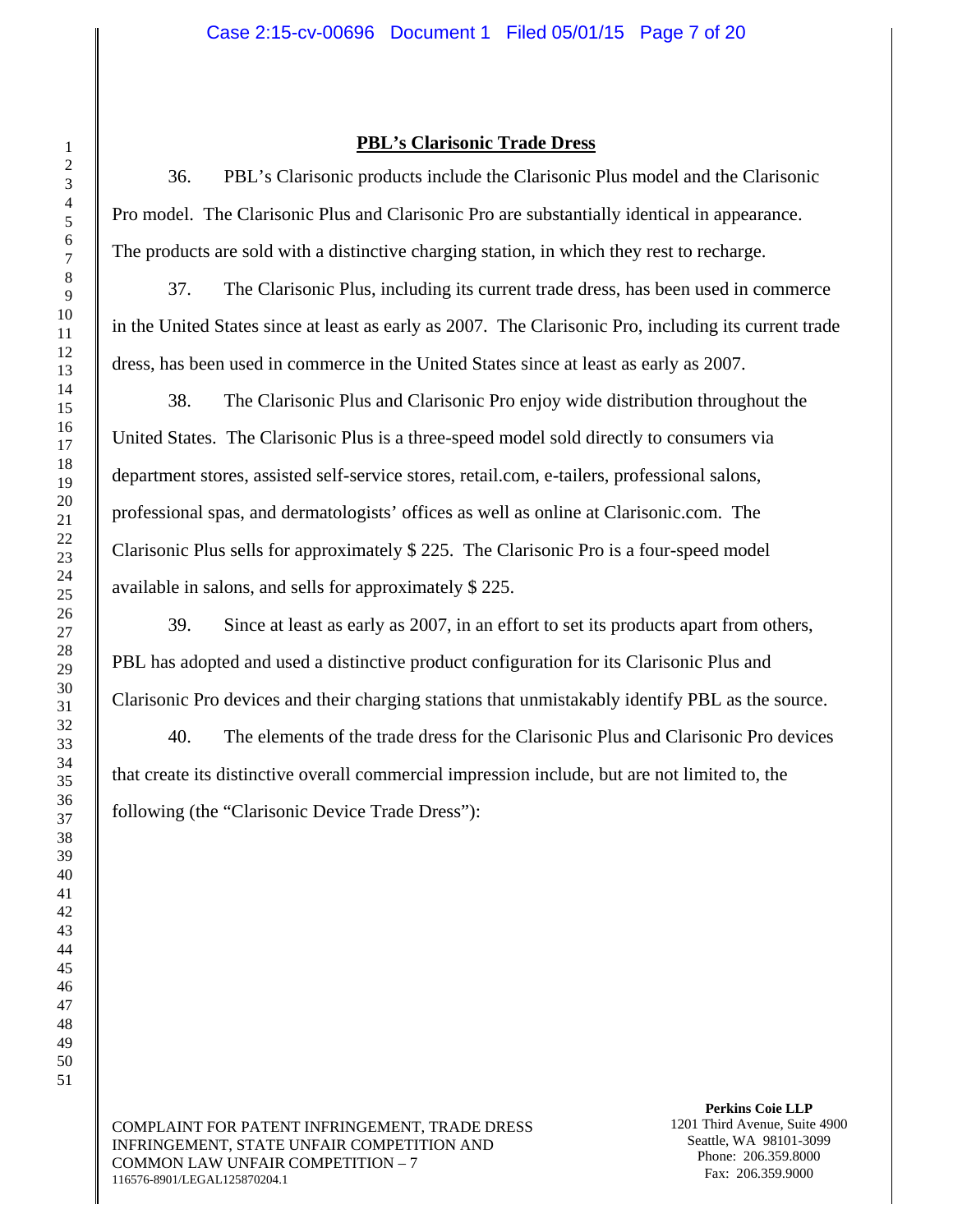**PBL's Clarisonic Trade Dress**

36. PBL's Clarisonic products include the Clarisonic Plus model and the Clarisonic Pro model. The Clarisonic Plus and Clarisonic Pro are substantially identical in appearance. The products are sold with a distinctive charging station, in which they rest to recharge.

37. The Clarisonic Plus, including its current trade dress, has been used in commerce in the United States since at least as early as 2007. The Clarisonic Pro, including its current trade dress, has been used in commerce in the United States since at least as early as 2007.

38. The Clarisonic Plus and Clarisonic Pro enjoy wide distribution throughout the United States. The Clarisonic Plus is a three-speed model sold directly to consumers via department stores, assisted self-service stores, retail.com, e-tailers, professional salons, professional spas, and dermatologists' offices as well as online at Clarisonic.com. The Clarisonic Plus sells for approximately $ 225. The Clarisonic Pro is a four-speed model available in salons, and sells for approximately $ 225.

39. Since at least as early as 2007, in an effort to set its products apart from others, PBL has adopted and used a distinctive product configuration for its Clarisonic Plus and Clarisonic Pro devices and their charging stations that unmistakably identify PBL as the source.

40. The elements of the trade dress for the Clarisonic Plus and Clarisonic Pro devices that create its distinctive overall commercial impression include, but are not limited to, the following (the "Clarisonic Device Trade Dress"):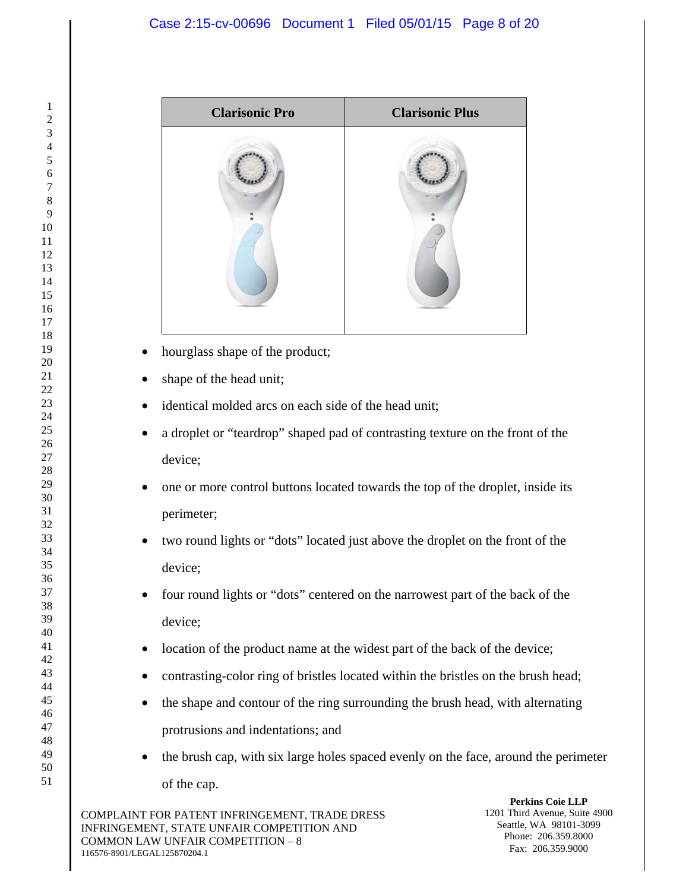| Clarisonic Pro | Clarisonic Plus |
| --- | --- |
| | |

- hourglass shape of the product;
- shape of the head unit;
- identical molded arcs on each side of the head unit;
- a droplet or "teardrop" shaped pad of contrasting texture on the front of the device;
- one or more control buttons located towards the top of the droplet, inside its perimeter;
- two round lights or "dots" located just above the droplet on the front of the device;
- four round lights or "dots" centered on the narrowest part of the back of the device;
- location of the product name at the widest part of the back of the device;
- contrasting-color ring of bristles located within the bristles on the brush head;
- the shape and contour of the ring surrounding the brush head, with alternating protrusions and indentations; and
- the brush cap, with six large holes spaced evenly on the face, around the perimeter of the cap.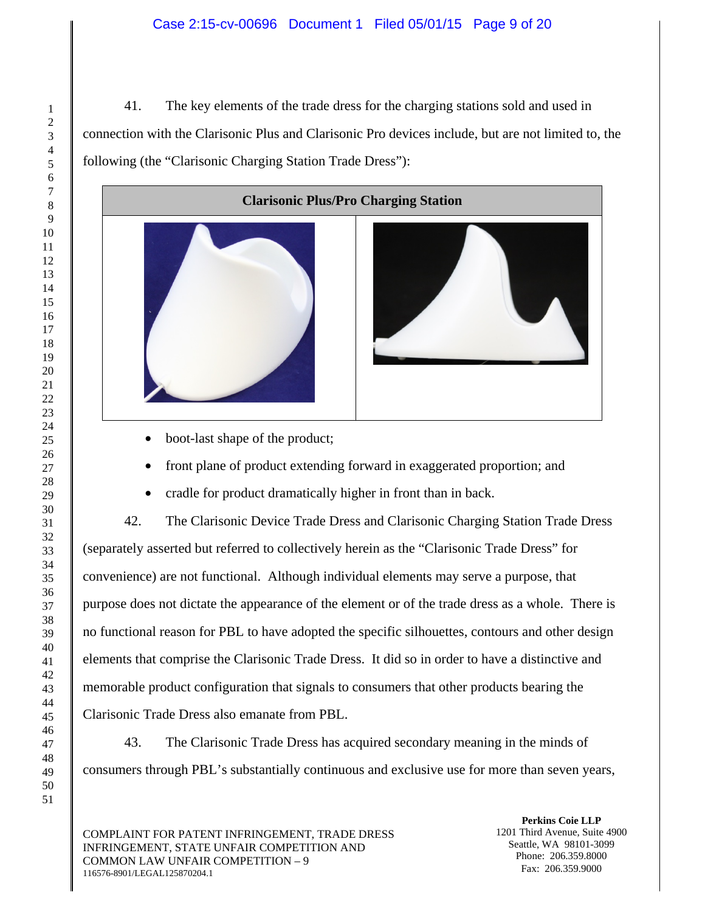41. The key elements of the trade dress for the charging stations sold and used in connection with the Clarisonic Plus and Clarisonic Pro devices include, but are not limited to, the following (the "Clarisonic Charging Station Trade Dress"):

| **Clarisonic Plus/Pro Charging Station** | |
| --- | --- |
| | |

- boot-last shape of the product;
- front plane of product extending forward in exaggerated proportion; and
- cradle for product dramatically higher in front than in back.

42. The Clarisonic Device Trade Dress and Clarisonic Charging Station Trade Dress (separately asserted but referred to collectively herein as the "Clarisonic Trade Dress" for convenience) are not functional. Although individual elements may serve a purpose, that purpose does not dictate the appearance of the element or of the trade dress as a whole. There is no functional reason for PBL to have adopted the specific silhouettes, contours and other design elements that comprise the Clarisonic Trade Dress. It did so in order to have a distinctive and memorable product configuration that signals to consumers that other products bearing the Clarisonic Trade Dress also emanate from PBL.

43. The Clarisonic Trade Dress has acquired secondary meaning in the minds of consumers through PBL's substantially continuous and exclusive use for more than seven years,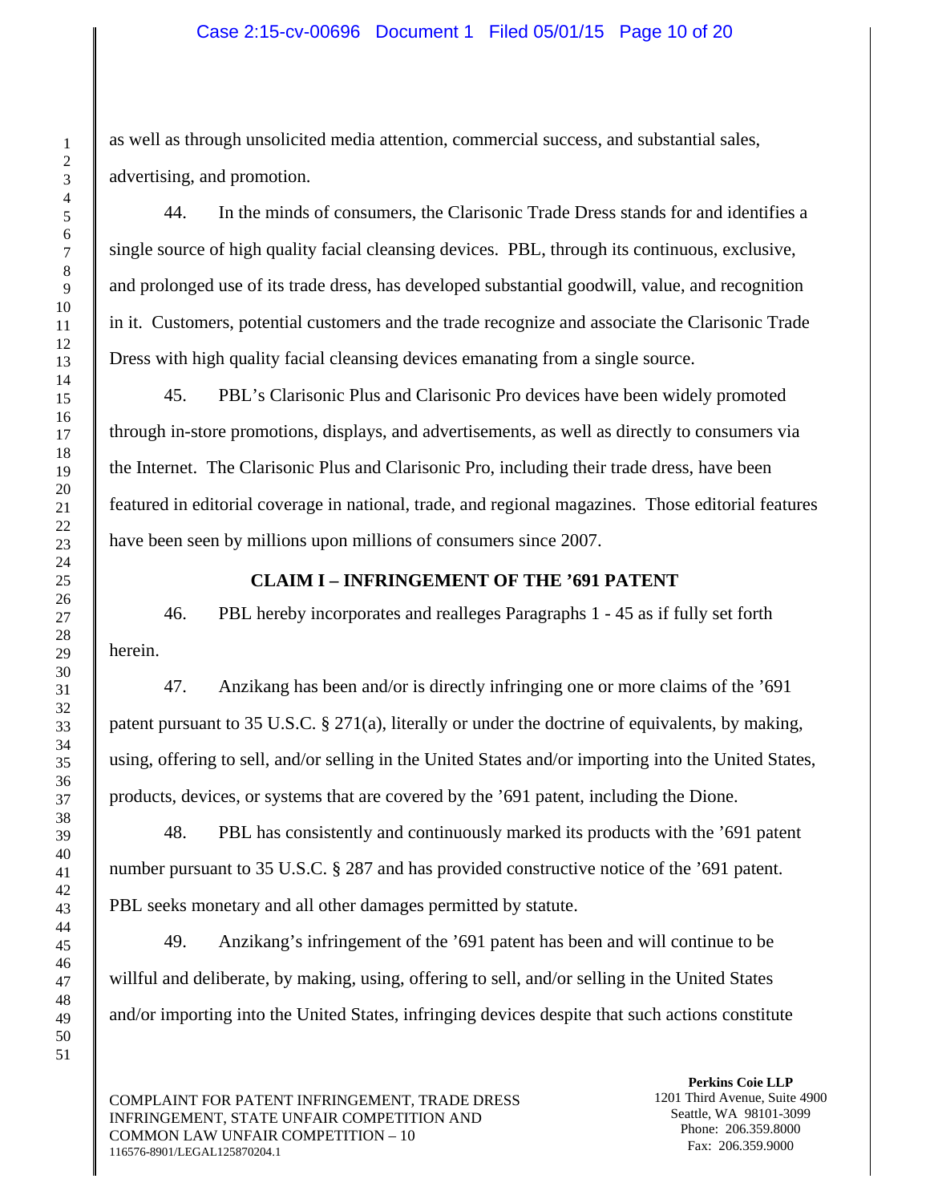as well as through unsolicited media attention, commercial success, and substantial sales, advertising, and promotion.

44. In the minds of consumers, the Clarisonic Trade Dress stands for and identifies a single source of high quality facial cleansing devices. PBL, through its continuous, exclusive, and prolonged use of its trade dress, has developed substantial goodwill, value, and recognition in it. Customers, potential customers and the trade recognize and associate the Clarisonic Trade Dress with high quality facial cleansing devices emanating from a single source.

45. PBL's Clarisonic Plus and Clarisonic Pro devices have been widely promoted through in-store promotions, displays, and advertisements, as well as directly to consumers via the Internet. The Clarisonic Plus and Clarisonic Pro, including their trade dress, have been featured in editorial coverage in national, trade, and regional magazines. Those editorial features have been seen by millions upon millions of consumers since 2007.

**CLAIM I – INFRINGEMENT OF THE '691 PATENT**

46. PBL hereby incorporates and realleges Paragraphs 1 - 45 as if fully set forth herein.

47. Anzikang has been and/or is directly infringing one or more claims of the '691 patent pursuant to 35 U.S.C. § 271(a), literally or under the doctrine of equivalents, by making, using, offering to sell, and/or selling in the United States and/or importing into the United States, products, devices, or systems that are covered by the '691 patent, including the Dione.

48. PBL has consistently and continuously marked its products with the '691 patent number pursuant to 35 U.S.C. § 287 and has provided constructive notice of the '691 patent. PBL seeks monetary and all other damages permitted by statute.

49. Anzikang's infringement of the '691 patent has been and will continue to be willful and deliberate, by making, using, offering to sell, and/or selling in the United States and/or importing into the United States, infringing devices despite that such actions constitute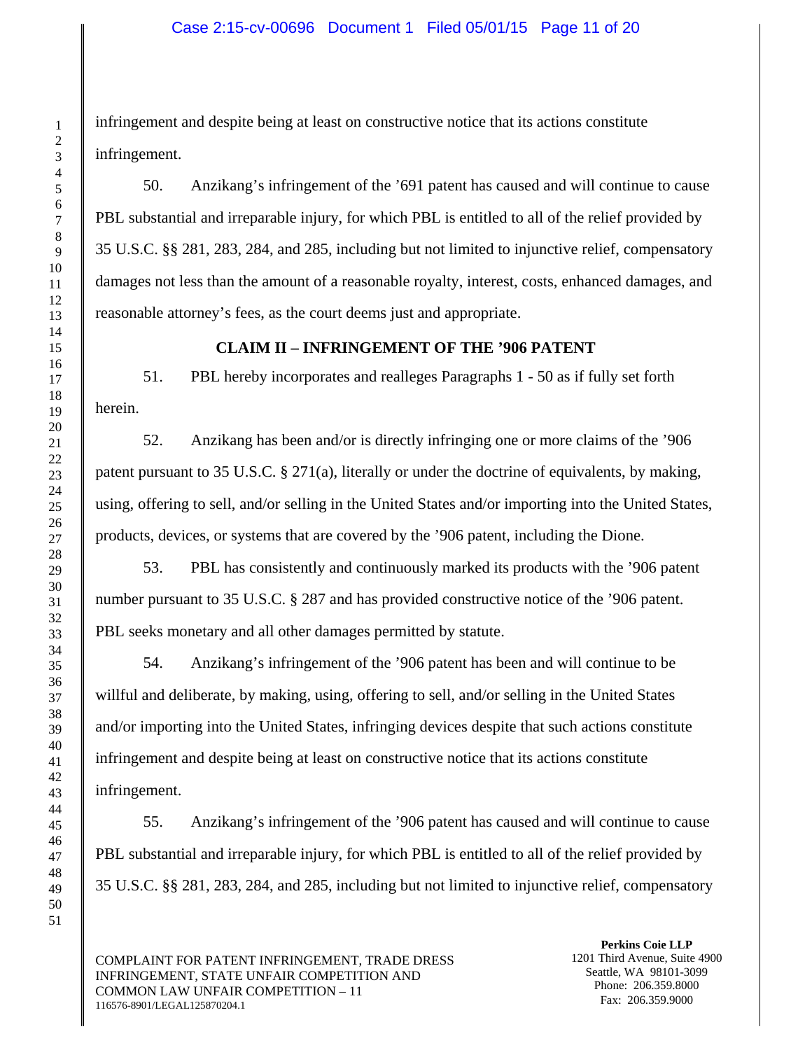infringement and despite being at least on constructive notice that its actions constitute infringement.

50. Anzikang's infringement of the '691 patent has caused and will continue to cause PBL substantial and irreparable injury, for which PBL is entitled to all of the relief provided by 35 U.S.C. §§ 281, 283, 284, and 285, including but not limited to injunctive relief, compensatory damages not less than the amount of a reasonable royalty, interest, costs, enhanced damages, and reasonable attorney's fees, as the court deems just and appropriate.

**CLAIM II – INFRINGEMENT OF THE '906 PATENT**

51. PBL hereby incorporates and realleges Paragraphs 1 - 50 as if fully set forth herein.

52. Anzikang has been and/or is directly infringing one or more claims of the '906 patent pursuant to 35 U.S.C. § 271(a), literally or under the doctrine of equivalents, by making, using, offering to sell, and/or selling in the United States and/or importing into the United States, products, devices, or systems that are covered by the '906 patent, including the Dione.

53. PBL has consistently and continuously marked its products with the '906 patent number pursuant to 35 U.S.C. § 287 and has provided constructive notice of the '906 patent. PBL seeks monetary and all other damages permitted by statute.

54. Anzikang's infringement of the '906 patent has been and will continue to be willful and deliberate, by making, using, offering to sell, and/or selling in the United States and/or importing into the United States, infringing devices despite that such actions constitute infringement and despite being at least on constructive notice that its actions constitute infringement.

55. Anzikang's infringement of the '906 patent has caused and will continue to cause PBL substantial and irreparable injury, for which PBL is entitled to all of the relief provided by 35 U.S.C. §§ 281, 283, 284, and 285, including but not limited to injunctive relief, compensatory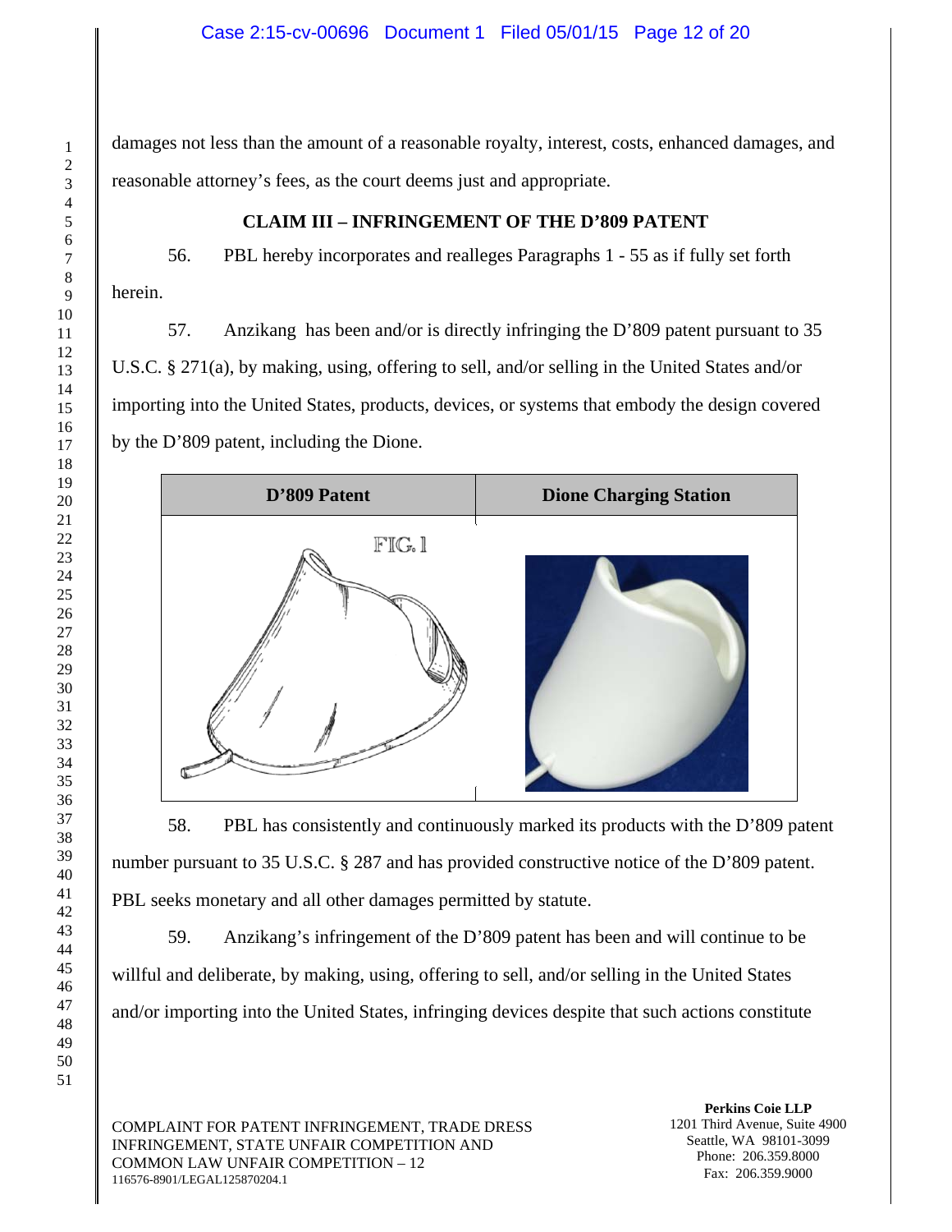damages not less than the amount of a reasonable royalty, interest, costs, enhanced damages, and reasonable attorney's fees, as the court deems just and appropriate.

## CLAIM III – INFRINGEMENT OF THE D'809 PATENT

56. PBL hereby incorporates and realleges Paragraphs 1 - 55 as if fully set forth herein.

57. Anzikang has been and/or is directly infringing the D'809 patent pursuant to 35 U.S.C. § 271(a), by making, using, offering to sell, and/or selling in the United States and/or importing into the United States, products, devices, or systems that embody the design covered by the D'809 patent, including the Dione.

| D'809 Patent | Dione Charging Station |
| --- | --- |
| FIG. 1 | |

58. PBL has consistently and continuously marked its products with the D'809 patent number pursuant to 35 U.S.C. § 287 and has provided constructive notice of the D'809 patent. PBL seeks monetary and all other damages permitted by statute.

59. Anzikang's infringement of the D'809 patent has been and will continue to be willful and deliberate, by making, using, offering to sell, and/or selling in the United States and/or importing into the United States, infringing devices despite that such actions constitute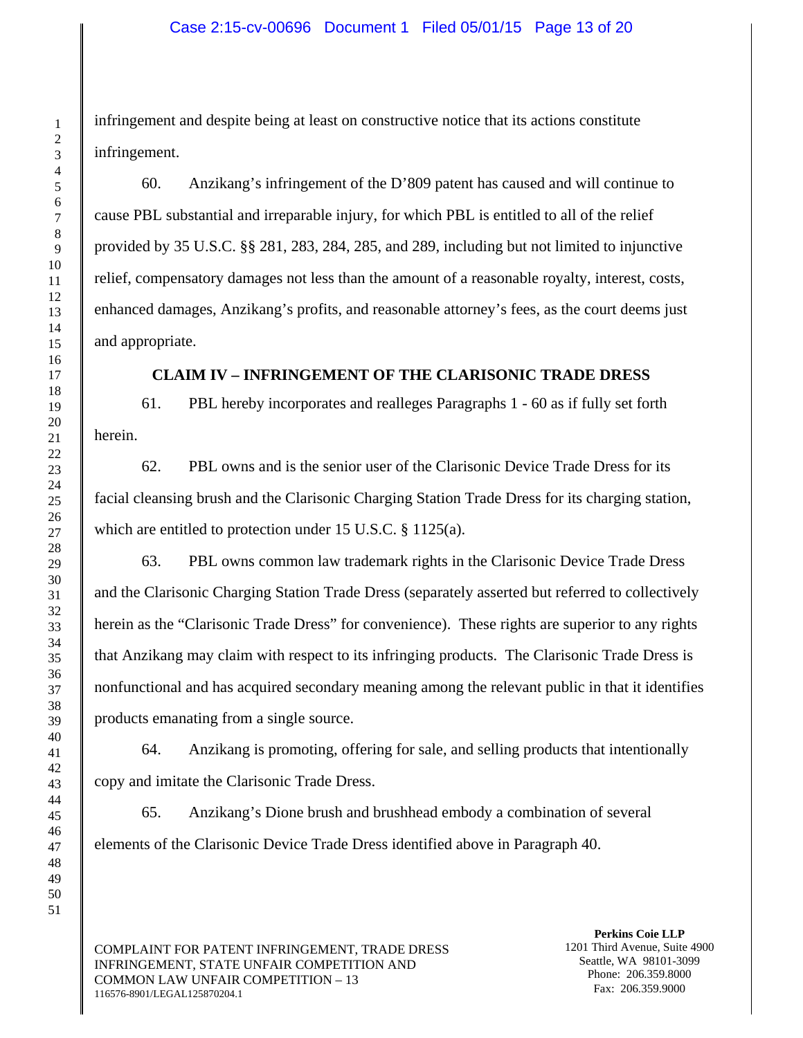infringement and despite being at least on constructive notice that its actions constitute infringement.

60. Anzikang's infringement of the D'809 patent has caused and will continue to cause PBL substantial and irreparable injury, for which PBL is entitled to all of the relief provided by 35 U.S.C. §§ 281, 283, 284, 285, and 289, including but not limited to injunctive relief, compensatory damages not less than the amount of a reasonable royalty, interest, costs, enhanced damages, Anzikang's profits, and reasonable attorney's fees, as the court deems just and appropriate.

**CLAIM IV – INFRINGEMENT OF THE CLARISONIC TRADE DRESS**

61. PBL hereby incorporates and realleges Paragraphs 1 - 60 as if fully set forth herein.

62. PBL owns and is the senior user of the Clarisonic Device Trade Dress for its facial cleansing brush and the Clarisonic Charging Station Trade Dress for its charging station, which are entitled to protection under 15 U.S.C. § 1125(a).

63. PBL owns common law trademark rights in the Clarisonic Device Trade Dress and the Clarisonic Charging Station Trade Dress (separately asserted but referred to collectively herein as the "Clarisonic Trade Dress" for convenience). These rights are superior to any rights that Anzikang may claim with respect to its infringing products. The Clarisonic Trade Dress is nonfunctional and has acquired secondary meaning among the relevant public in that it identifies products emanating from a single source.

64. Anzikang is promoting, offering for sale, and selling products that intentionally copy and imitate the Clarisonic Trade Dress.

65. Anzikang's Dione brush and brushhead embody a combination of several elements of the Clarisonic Device Trade Dress identified above in Paragraph 40.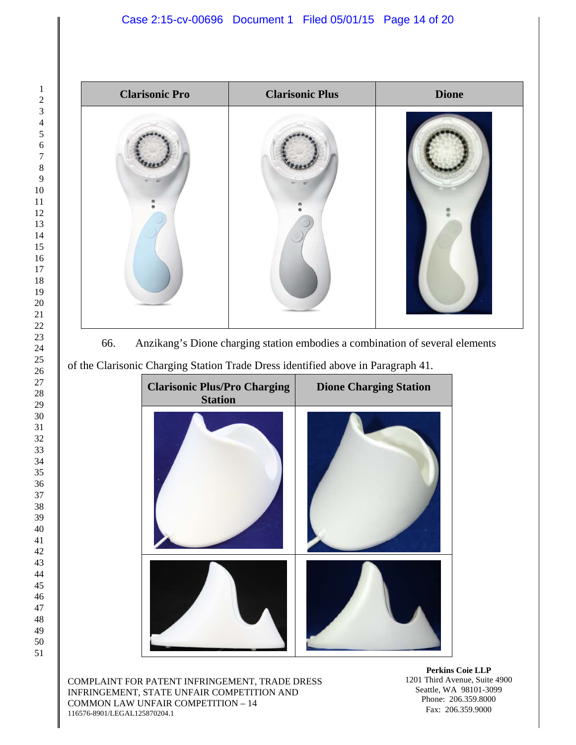| Clarisonic Pro | Clarisonic Plus | Dione |
| --- | --- | --- |
| | | |

66. Anzikang's Dione charging station embodies a combination of several elements of the Clarisonic Charging Station Trade Dress identified above in Paragraph 41.

| Clarisonic Plus/Pro Charging Station | Dione Charging Station |
| --- | --- |
| | |
| | |

COMPLAINT FOR PATENT INFRINGEMENT, TRADE DRESS INFRINGEMENT, STATE UNFAIR COMPETITION AND COMMON LAW UNFAIR COMPETITION – 14
116576-8901/LEGAL125870204.1

**Perkins Coie LLP**
1201 Third Avenue, Suite 4900
Seattle, WA 98101-3099
Phone: 206.359.8000
Fax: 206.359.9000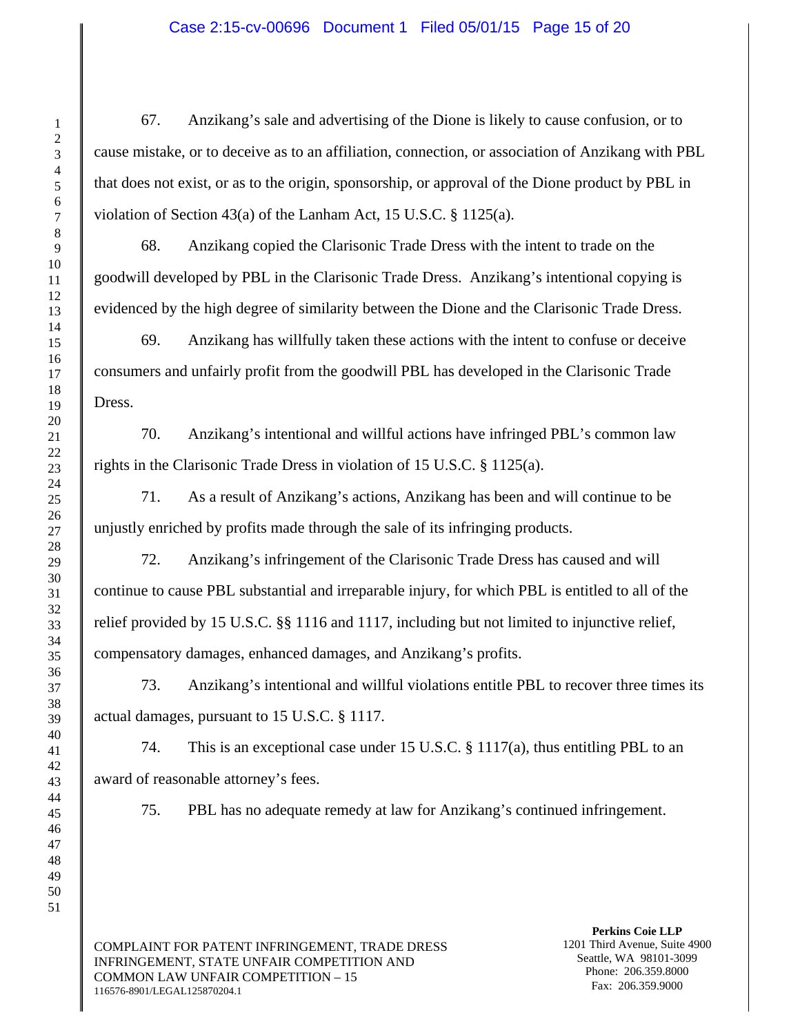67. Anzikang's sale and advertising of the Dione is likely to cause confusion, or to cause mistake, or to deceive as to an affiliation, connection, or association of Anzikang with PBL that does not exist, or as to the origin, sponsorship, or approval of the Dione product by PBL in violation of Section 43(a) of the Lanham Act, 15 U.S.C. § 1125(a).

68. Anzikang copied the Clarisonic Trade Dress with the intent to trade on the goodwill developed by PBL in the Clarisonic Trade Dress. Anzikang's intentional copying is evidenced by the high degree of similarity between the Dione and the Clarisonic Trade Dress.

69. Anzikang has willfully taken these actions with the intent to confuse or deceive consumers and unfairly profit from the goodwill PBL has developed in the Clarisonic Trade Dress.

70. Anzikang's intentional and willful actions have infringed PBL's common law rights in the Clarisonic Trade Dress in violation of 15 U.S.C. § 1125(a).

71. As a result of Anzikang's actions, Anzikang has been and will continue to be unjustly enriched by profits made through the sale of its infringing products.

72. Anzikang's infringement of the Clarisonic Trade Dress has caused and will continue to cause PBL substantial and irreparable injury, for which PBL is entitled to all of the relief provided by 15 U.S.C. §§ 1116 and 1117, including but not limited to injunctive relief, compensatory damages, enhanced damages, and Anzikang's profits.

73. Anzikang's intentional and willful violations entitle PBL to recover three times its actual damages, pursuant to 15 U.S.C. § 1117.

74. This is an exceptional case under 15 U.S.C. § 1117(a), thus entitling PBL to an award of reasonable attorney's fees.

75. PBL has no adequate remedy at law for Anzikang's continued infringement.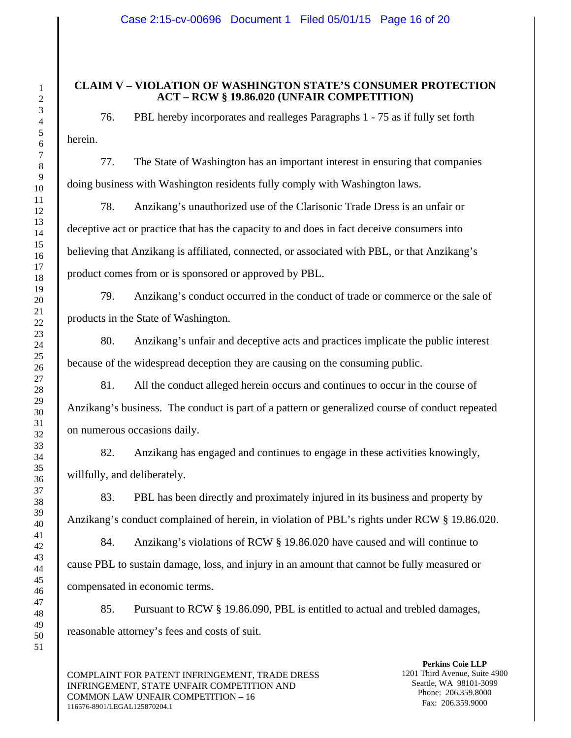## CLAIM V – VIOLATION OF WASHINGTON STATE'S CONSUMER PROTECTION ACT – RCW § 19.86.020 (UNFAIR COMPETITION)

76. PBL hereby incorporates and realleges Paragraphs 1 - 75 as if fully set forth herein.

77. The State of Washington has an important interest in ensuring that companies doing business with Washington residents fully comply with Washington laws.

78. Anzikang's unauthorized use of the Clarisonic Trade Dress is an unfair or deceptive act or practice that has the capacity to and does in fact deceive consumers into believing that Anzikang is affiliated, connected, or associated with PBL, or that Anzikang's product comes from or is sponsored or approved by PBL.

79. Anzikang's conduct occurred in the conduct of trade or commerce or the sale of products in the State of Washington.

80. Anzikang's unfair and deceptive acts and practices implicate the public interest because of the widespread deception they are causing on the consuming public.

81. All the conduct alleged herein occurs and continues to occur in the course of Anzikang's business. The conduct is part of a pattern or generalized course of conduct repeated on numerous occasions daily.

82. Anzikang has engaged and continues to engage in these activities knowingly, willfully, and deliberately.

83. PBL has been directly and proximately injured in its business and property by Anzikang's conduct complained of herein, in violation of PBL's rights under RCW § 19.86.020.

84. Anzikang's violations of RCW § 19.86.020 have caused and will continue to cause PBL to sustain damage, loss, and injury in an amount that cannot be fully measured or compensated in economic terms.

85. Pursuant to RCW § 19.86.090, PBL is entitled to actual and trebled damages, reasonable attorney's fees and costs of suit.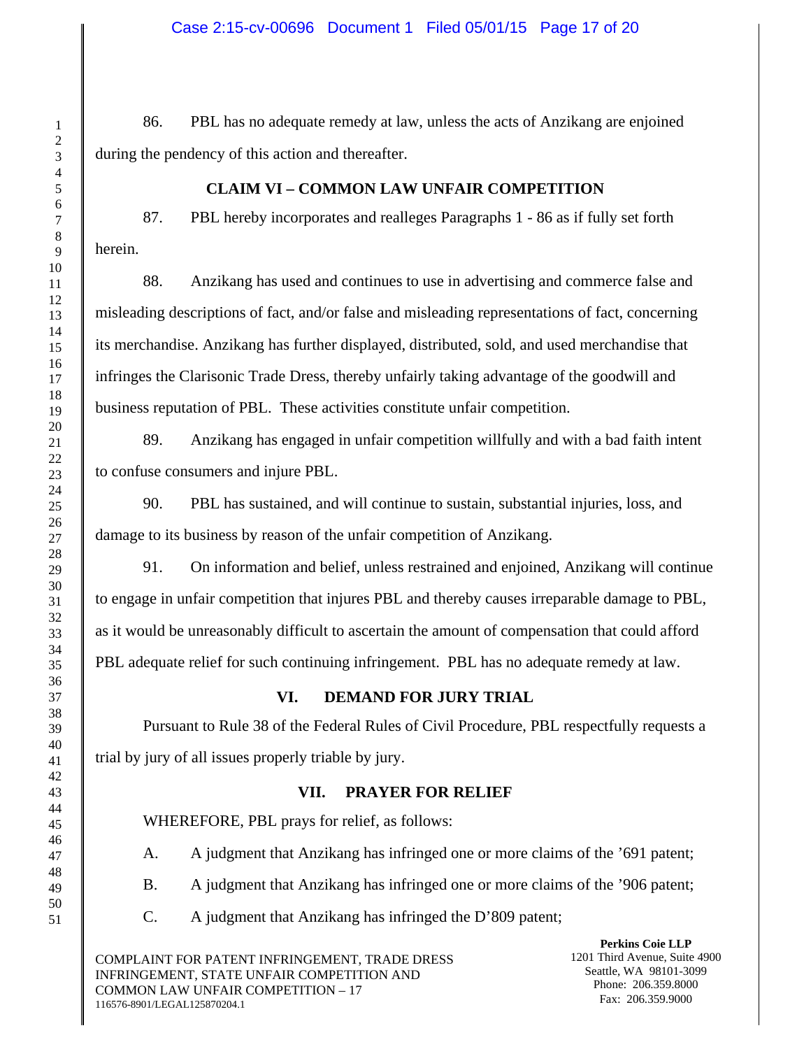86. PBL has no adequate remedy at law, unless the acts of Anzikang are enjoined during the pendency of this action and thereafter.

### CLAIM VI – COMMON LAW UNFAIR COMPETITION

87. PBL hereby incorporates and realleges Paragraphs 1 - 86 as if fully set forth herein.

88. Anzikang has used and continues to use in advertising and commerce false and misleading descriptions of fact, and/or false and misleading representations of fact, concerning its merchandise. Anzikang has further displayed, distributed, sold, and used merchandise that infringes the Clarisonic Trade Dress, thereby unfairly taking advantage of the goodwill and business reputation of PBL. These activities constitute unfair competition.

89. Anzikang has engaged in unfair competition willfully and with a bad faith intent to confuse consumers and injure PBL.

90. PBL has sustained, and will continue to sustain, substantial injuries, loss, and damage to its business by reason of the unfair competition of Anzikang.

91. On information and belief, unless restrained and enjoined, Anzikang will continue to engage in unfair competition that injures PBL and thereby causes irreparable damage to PBL, as it would be unreasonably difficult to ascertain the amount of compensation that could afford PBL adequate relief for such continuing infringement. PBL has no adequate remedy at law.

## VI. DEMAND FOR JURY TRIAL

Pursuant to Rule 38 of the Federal Rules of Civil Procedure, PBL respectfully requests a trial by jury of all issues properly triable by jury.

## VII. PRAYER FOR RELIEF

WHEREFORE, PBL prays for relief, as follows:

A. A judgment that Anzikang has infringed one or more claims of the ’691 patent;

B. A judgment that Anzikang has infringed one or more claims of the ’906 patent;

C. A judgment that Anzikang has infringed the D’809 patent;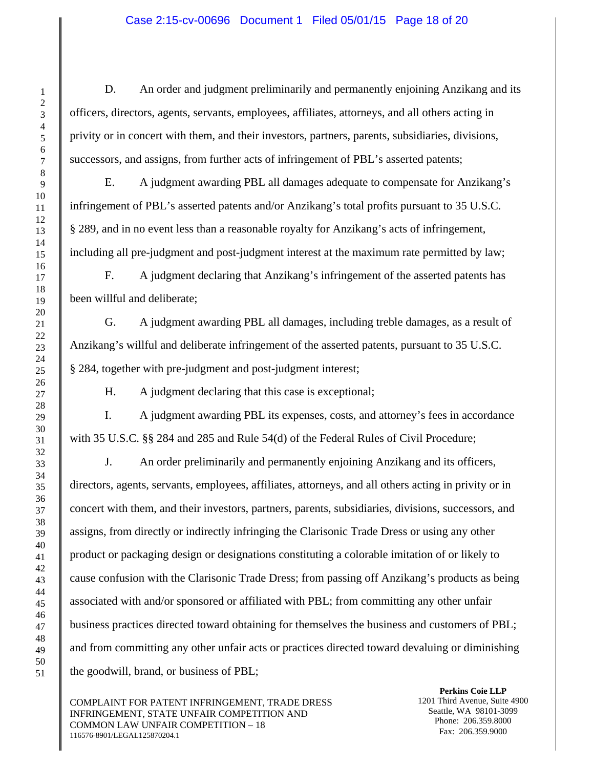D. An order and judgment preliminarily and permanently enjoining Anzikang and its officers, directors, agents, servants, employees, affiliates, attorneys, and all others acting in privity or in concert with them, and their investors, partners, parents, subsidiaries, divisions, successors, and assigns, from further acts of infringement of PBL's asserted patents;

E. A judgment awarding PBL all damages adequate to compensate for Anzikang's infringement of PBL's asserted patents and/or Anzikang's total profits pursuant to 35 U.S.C. § 289, and in no event less than a reasonable royalty for Anzikang's acts of infringement, including all pre-judgment and post-judgment interest at the maximum rate permitted by law;

F. A judgment declaring that Anzikang's infringement of the asserted patents has been willful and deliberate;

G. A judgment awarding PBL all damages, including treble damages, as a result of Anzikang's willful and deliberate infringement of the asserted patents, pursuant to 35 U.S.C. § 284, together with pre-judgment and post-judgment interest;

H. A judgment declaring that this case is exceptional;

I. A judgment awarding PBL its expenses, costs, and attorney's fees in accordance with 35 U.S.C. §§ 284 and 285 and Rule 54(d) of the Federal Rules of Civil Procedure;

J. An order preliminarily and permanently enjoining Anzikang and its officers, directors, agents, servants, employees, affiliates, attorneys, and all others acting in privity or in concert with them, and their investors, partners, parents, subsidiaries, divisions, successors, and assigns, from directly or indirectly infringing the Clarisonic Trade Dress or using any other product or packaging design or designations constituting a colorable imitation of or likely to cause confusion with the Clarisonic Trade Dress; from passing off Anzikang's products as being associated with and/or sponsored or affiliated with PBL; from committing any other unfair business practices directed toward obtaining for themselves the business and customers of PBL; and from committing any other unfair acts or practices directed toward devaluing or diminishing the goodwill, brand, or business of PBL;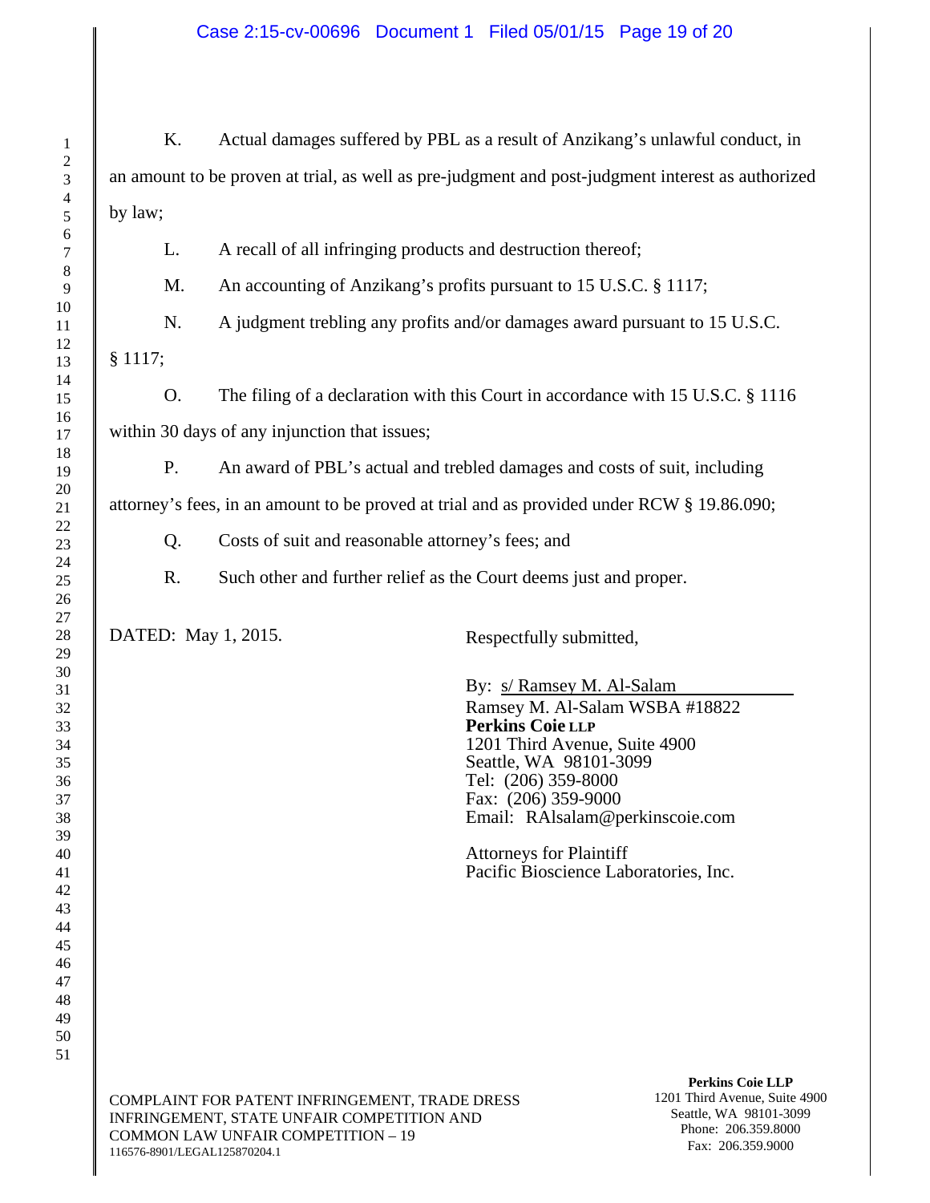K. Actual damages suffered by PBL as a result of Anzikang's unlawful conduct, in an amount to be proven at trial, as well as pre-judgment and post-judgment interest as authorized by law;

L. A recall of all infringing products and destruction thereof;

M. An accounting of Anzikang's profits pursuant to 15 U.S.C. § 1117;

N. A judgment trebling any profits and/or damages award pursuant to 15 U.S.C. § 1117;

O. The filing of a declaration with this Court in accordance with 15 U.S.C. § 1116 within 30 days of any injunction that issues;

P. An award of PBL's actual and trebled damages and costs of suit, including attorney's fees, in an amount to be proved at trial and as provided under RCW § 19.86.090;

Q. Costs of suit and reasonable attorney's fees; and

R. Such other and further relief as the Court deems just and proper.

DATED: May 1, 2015.

Respectfully submitted,

By: s/ Ramsey M. Al-Salam
Ramsey M. Al-Salam WSBA #18822
**Perkins Coie LLP**
1201 Third Avenue, Suite 4900
Seattle, WA 98101-3099
Tel: (206) 359-8000
Fax: (206) 359-9000
Email: RAlsalam@perkinscoie.com

Attorneys for Plaintiff
Pacific Bioscience Laboratories, Inc.

COMPLAINT FOR PATENT INFRINGEMENT, TRADE DRESS INFRINGEMENT, STATE UNFAIR COMPETITION AND COMMON LAW UNFAIR COMPETITION – 19
116576-8901/LEGAL125870204.1

**Perkins Coie LLP**
1201 Third Avenue, Suite 4900
Seattle, WA 98101-3099
Phone: 206.359.8000
Fax: 206.359.9000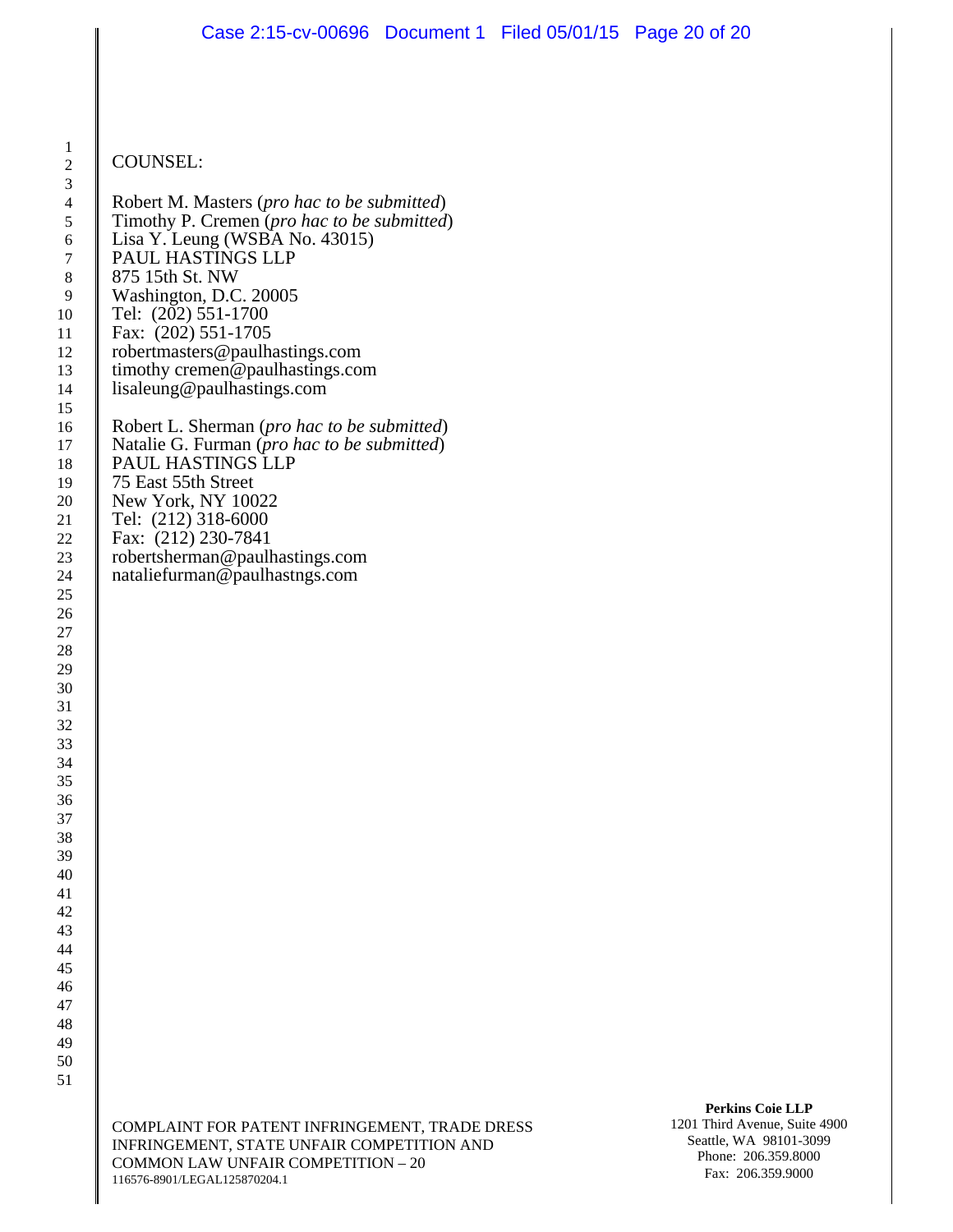COUNSEL:

Robert M. Masters (*pro hac to be submitted*)
Timothy P. Cremen (*pro hac to be submitted*)
Lisa Y. Leung (WSBA No. 43015)
PAUL HASTINGS LLP
875 15th St. NW
Washington, D.C. 20005
Tel: (202) 551-1700
Fax: (202) 551-1705
robertmasters@paulhastings.com
timothy cremen@paulhastings.com
lisaleung@paulhastings.com

Robert L. Sherman (*pro hac to be submitted*)
Natalie G. Furman (*pro hac to be submitted*)
PAUL HASTINGS LLP
75 East 55th Street
New York, NY 10022
Tel: (212) 318-6000
Fax: (212) 230-7841
robertsherman@paulhastings.com
nataliefurman@paulhastngs.com

COMPLAINT FOR PATENT INFRINGEMENT, TRADE DRESS INFRINGEMENT, STATE UNFAIR COMPETITION AND COMMON LAW UNFAIR COMPETITION – 20
116576-8901/LEGAL125870204.1

**Perkins Coie LLP**
1201 Third Avenue, Suite 4900
Seattle, WA 98101-3099
Phone: 206.359.8000
Fax: 206.359.9000